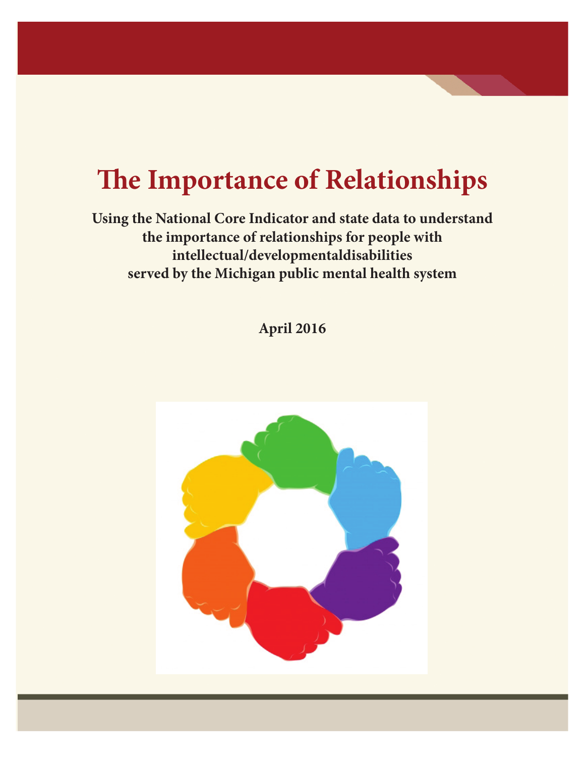# The Importance of Relationships

**Using the National Core Indicator and state data to understand the importance of relationships for people with intellectual/developmentaldisabilities served by the Michigan public mental health system**

**April 2016**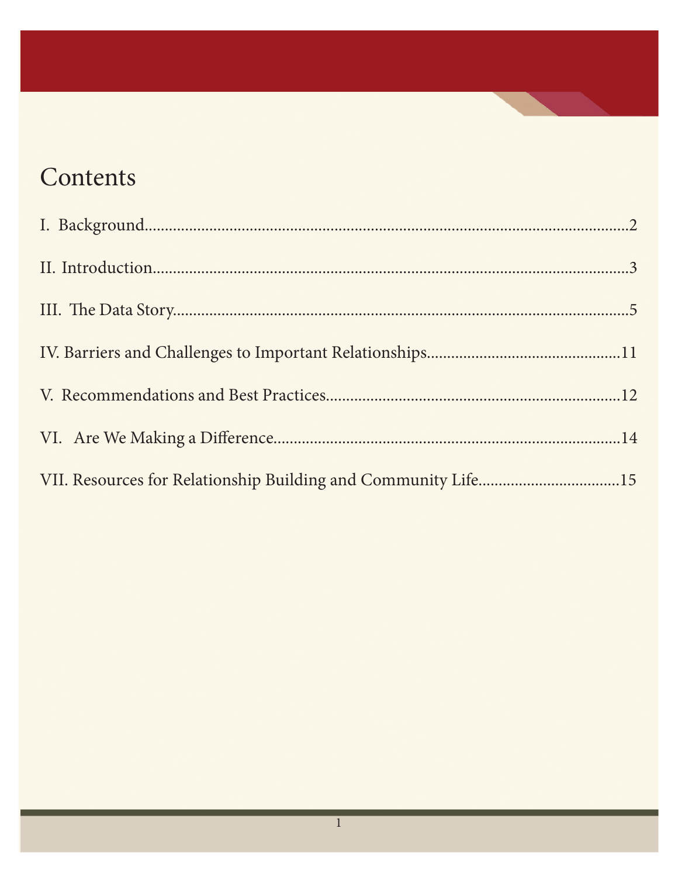# Contents

I. Background....................................................................2

II. Introduction..................................................................3

III. The Data Story.............................................................5

IV. Barriers and Challenges to Important Relationships..........11

V. Recommendations and Best Practices.................................12

VI. Are We Making a Difference...........................................14

VII. Resources for Relationship Building and Community Life....15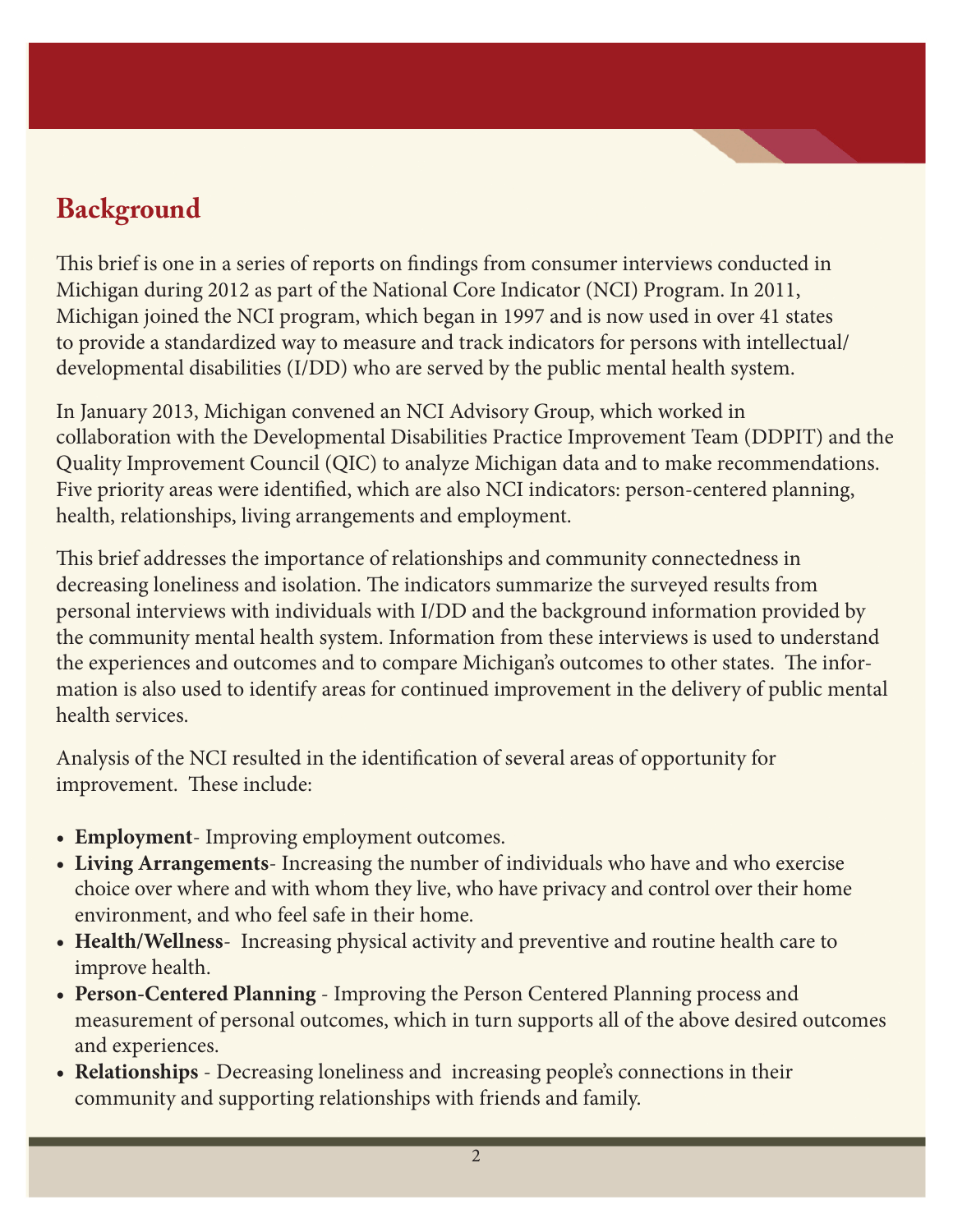## Background

This brief is one in a series of reports on findings from consumer interviews conducted in Michigan during 2012 as part of the National Core Indicator (NCI) Program. In 2011, Michigan joined the NCI program, which began in 1997 and is now used in over 41 states to provide a standardized way to measure and track indicators for persons with intellectual/developmental disabilities (I/DD) who are served by the public mental health system.

In January 2013, Michigan convened an NCI Advisory Group, which worked in collaboration with the Developmental Disabilities Practice Improvement Team (DDPIT) and the Quality Improvement Council (QIC) to analyze Michigan data and to make recommendations. Five priority areas were identified, which are also NCI indicators: person-centered planning, health, relationships, living arrangements and employment.

This brief addresses the importance of relationships and community connectedness in decreasing loneliness and isolation. The indicators summarize the surveyed results from personal interviews with individuals with I/DD and the background information provided by the community mental health system. Information from these interviews is used to understand the experiences and outcomes and to compare Michigan's outcomes to other states. The information is also used to identify areas for continued improvement in the delivery of public mental health services.

Analysis of the NCI resulted in the identification of several areas of opportunity for improvement. These include:

- **Employment**- Improving employment outcomes.
- **Living Arrangements**- Increasing the number of individuals who have and who exercise choice over where and with whom they live, who have privacy and control over their home environment, and who feel safe in their home.
- **Health/Wellness**- Increasing physical activity and preventive and routine health care to improve health.
- **Person-Centered Planning** - Improving the Person Centered Planning process and measurement of personal outcomes, which in turn supports all of the above desired outcomes and experiences.
- **Relationships** - Decreasing loneliness and increasing people's connections in their community and supporting relationships with friends and family.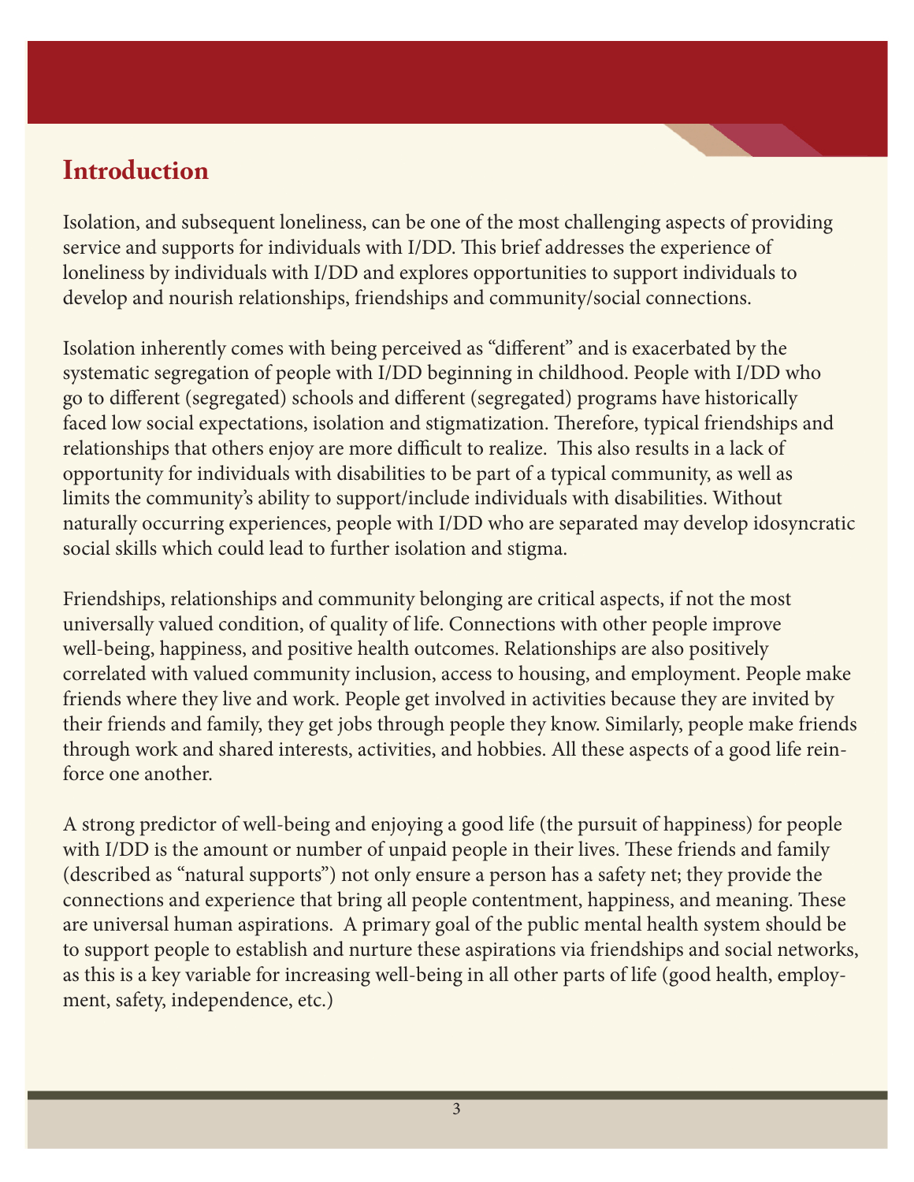## Introduction

Isolation, and subsequent loneliness, can be one of the most challenging aspects of providing service and supports for individuals with I/DD. This brief addresses the experience of loneliness by individuals with I/DD and explores opportunities to support individuals to develop and nourish relationships, friendships and community/social connections.

Isolation inherently comes with being perceived as "different" and is exacerbated by the systematic segregation of people with I/DD beginning in childhood. People with I/DD who go to different (segregated) schools and different (segregated) programs have historically faced low social expectations, isolation and stigmatization. Therefore, typical friendships and relationships that others enjoy are more difficult to realize. This also results in a lack of opportunity for individuals with disabilities to be part of a typical community, as well as limits the community's ability to support/include individuals with disabilities. Without naturally occurring experiences, people with I/DD who are separated may develop idosyncratic social skills which could lead to further isolation and stigma.

Friendships, relationships and community belonging are critical aspects, if not the most universally valued condition, of quality of life. Connections with other people improve well-being, happiness, and positive health outcomes. Relationships are also positively correlated with valued community inclusion, access to housing, and employment. People make friends where they live and work. People get involved in activities because they are invited by their friends and family, they get jobs through people they know. Similarly, people make friends through work and shared interests, activities, and hobbies. All these aspects of a good life reinforce one another.

A strong predictor of well-being and enjoying a good life (the pursuit of happiness) for people with I/DD is the amount or number of unpaid people in their lives. These friends and family (described as "natural supports") not only ensure a person has a safety net; they provide the connections and experience that bring all people contentment, happiness, and meaning. These are universal human aspirations. A primary goal of the public mental health system should be to support people to establish and nurture these aspirations via friendships and social networks, as this is a key variable for increasing well-being in all other parts of life (good health, employment, safety, independence, etc.)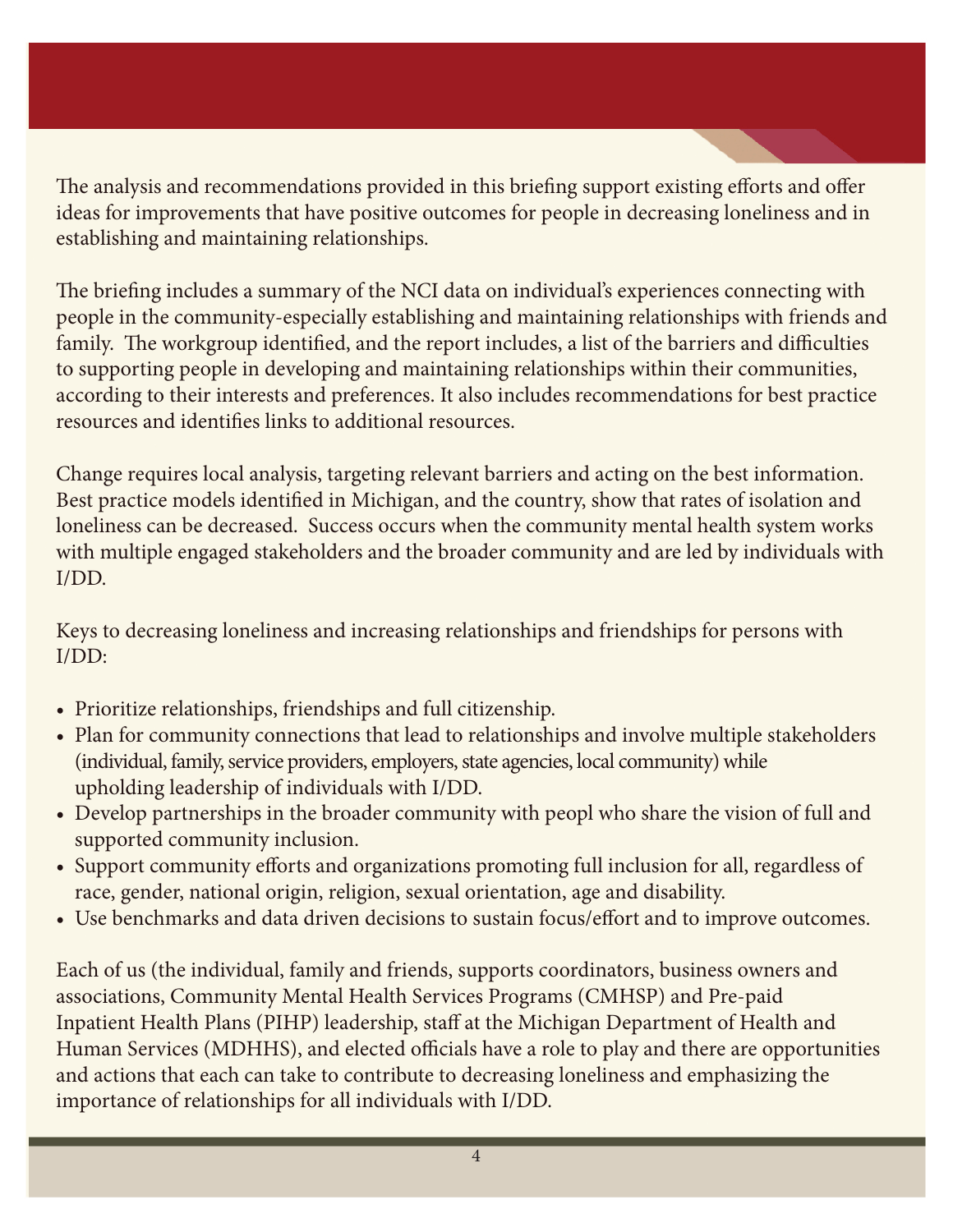The analysis and recommendations provided in this briefing support existing efforts and offer ideas for improvements that have positive outcomes for people in decreasing loneliness and in establishing and maintaining relationships.

The briefing includes a summary of the NCI data on individual's experiences connecting with people in the community-especially establishing and maintaining relationships with friends and family. The workgroup identified, and the report includes, a list of the barriers and difficulties to supporting people in developing and maintaining relationships within their communities, according to their interests and preferences. It also includes recommendations for best practice resources and identifies links to additional resources.

Change requires local analysis, targeting relevant barriers and acting on the best information. Best practice models identified in Michigan, and the country, show that rates of isolation and loneliness can be decreased. Success occurs when the community mental health system works with multiple engaged stakeholders and the broader community and are led by individuals with I/DD.

Keys to decreasing loneliness and increasing relationships and friendships for persons with I/DD:

- Prioritize relationships, friendships and full citizenship.
- Plan for community connections that lead to relationships and involve multiple stakeholders (individual, family, service providers, employers, state agencies, local community) while upholding leadership of individuals with I/DD.
- Develop partnerships in the broader community with peopl who share the vision of full and supported community inclusion.
- Support community efforts and organizations promoting full inclusion for all, regardless of race, gender, national origin, religion, sexual orientation, age and disability.
- Use benchmarks and data driven decisions to sustain focus/effort and to improve outcomes.

Each of us (the individual, family and friends, supports coordinators, business owners and associations, Community Mental Health Services Programs (CMHSP) and Pre-paid Inpatient Health Plans (PIHP) leadership, staff at the Michigan Department of Health and Human Services (MDHHS), and elected officials have a role to play and there are opportunities and actions that each can take to contribute to decreasing loneliness and emphasizing the importance of relationships for all individuals with I/DD.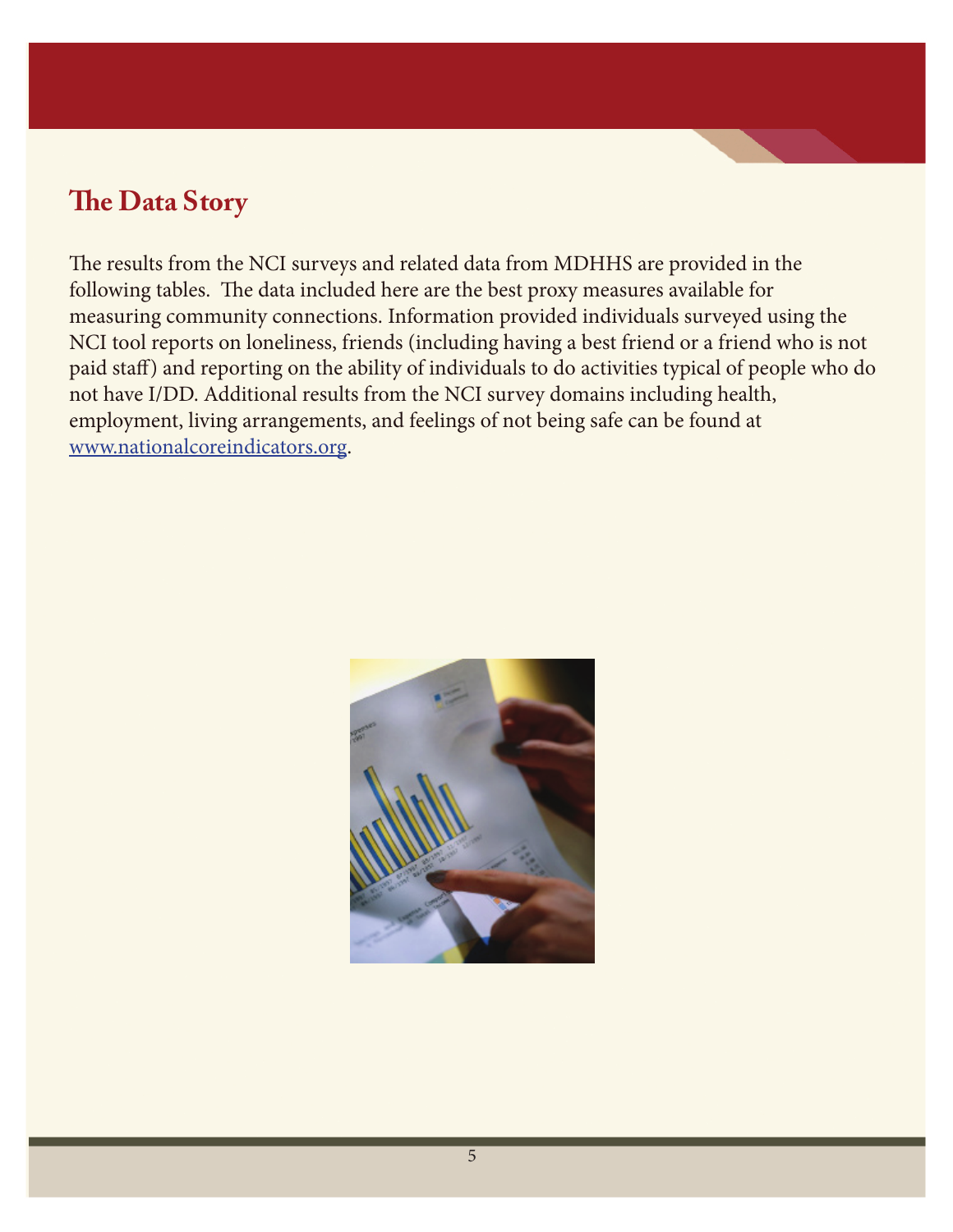## The Data Story

The results from the NCI surveys and related data from MDHHS are provided in the following tables. The data included here are the best proxy measures available for measuring community connections. Information provided individuals surveyed using the NCI tool reports on loneliness, friends (including having a best friend or a friend who is not paid staff) and reporting on the ability of individuals to do activities typical of people who do not have I/DD. Additional results from the NCI survey domains including health, employment, living arrangements, and feelings of not being safe can be found at [www.nationalcoreindicators.org](http://www.nationalcoreindicators.org).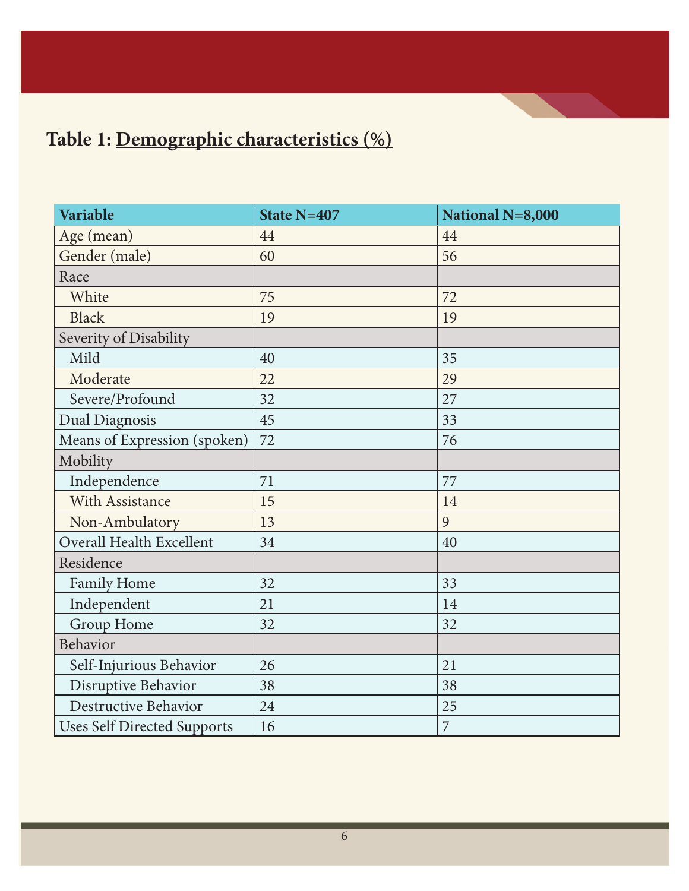## Table 1: Demographic characteristics (%)

| Variable | State N=407 | National N=8,000 |
|---|---|---|
| Age (mean) | 44 | 44 |
| Gender (male) | 60 | 56 |
| Race | | |
| White | 75 | 72 |
| Black | 19 | 19 |
| Severity of Disability | | |
| Mild | 40 | 35 |
| Moderate | 22 | 29 |
| Severe/Profound | 32 | 27 |
| Dual Diagnosis | 45 | 33 |
| Means of Expression (spoken) | 72 | 76 |
| Mobility | | |
| Independence | 71 | 77 |
| With Assistance | 15 | 14 |
| Non-Ambulatory | 13 | 9 |
| Overall Health Excellent | 34 | 40 |
| Residence | | |
| Family Home | 32 | 33 |
| Independent | 21 | 14 |
| Group Home | 32 | 32 |
| Behavior | | |
| Self-Injurious Behavior | 26 | 21 |
| Disruptive Behavior | 38 | 38 |
| Destructive Behavior | 24 | 25 |
| Uses Self Directed Supports | 16 | 7 |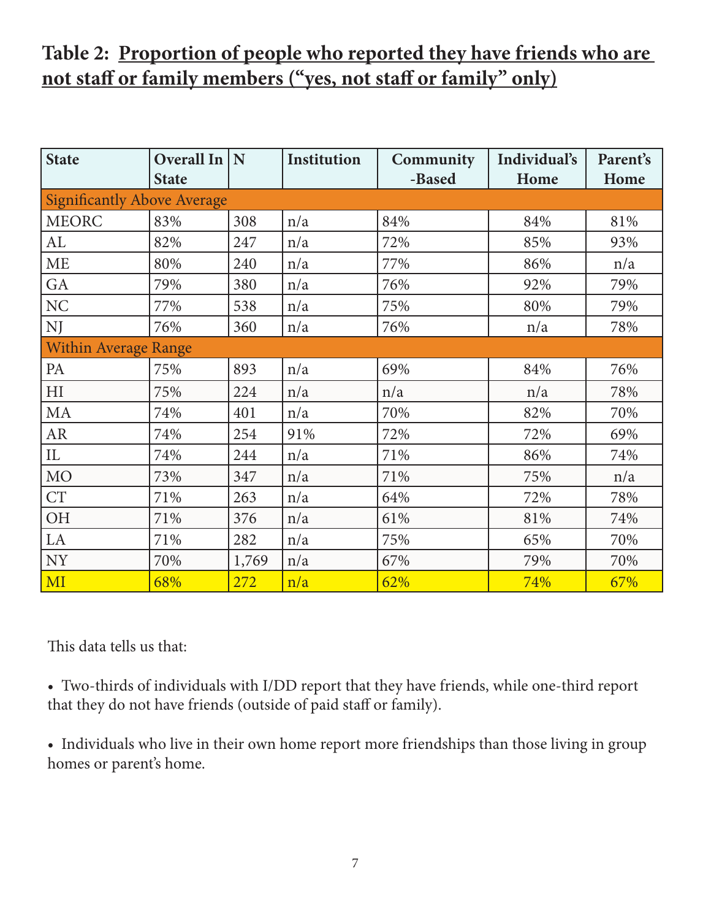## Table 2: Proportion of people who reported they have friends who are not staff or family members ("yes, not staff or family" only)

| State | Overall In State | N | Institution | Community-Based | Individual's Home | Parent's Home |
|---|---|---|---|---|---|---|
| Significantly Above Average | | | | | | |
| MEORC | 83% | 308 | n/a | 84% | 84% | 81% |
| AL | 82% | 247 | n/a | 72% | 85% | 93% |
| ME | 80% | 240 | n/a | 77% | 86% | n/a |
| GA | 79% | 380 | n/a | 76% | 92% | 79% |
| NC | 77% | 538 | n/a | 75% | 80% | 79% |
| NJ | 76% | 360 | n/a | 76% | n/a | 78% |
| Within Average Range | | | | | | |
| PA | 75% | 893 | n/a | 69% | 84% | 76% |
| HI | 75% | 224 | n/a | n/a | n/a | 78% |
| MA | 74% | 401 | n/a | 70% | 82% | 70% |
| AR | 74% | 254 | 91% | 72% | 72% | 69% |
| IL | 74% | 244 | n/a | 71% | 86% | 74% |
| MO | 73% | 347 | n/a | 71% | 75% | n/a |
| CT | 71% | 263 | n/a | 64% | 72% | 78% |
| OH | 71% | 376 | n/a | 61% | 81% | 74% |
| LA | 71% | 282 | n/a | 75% | 65% | 70% |
| NY | 70% | 1,769 | n/a | 67% | 79% | 70% |
| MI | 68% | 272 | n/a | 62% | 74% | 67% |

This data tells us that:

- Two-thirds of individuals with I/DD report that they have friends, while one-third report that they do not have friends (outside of paid staff or family).
- Individuals who live in their own home report more friendships than those living in group homes or parent's home.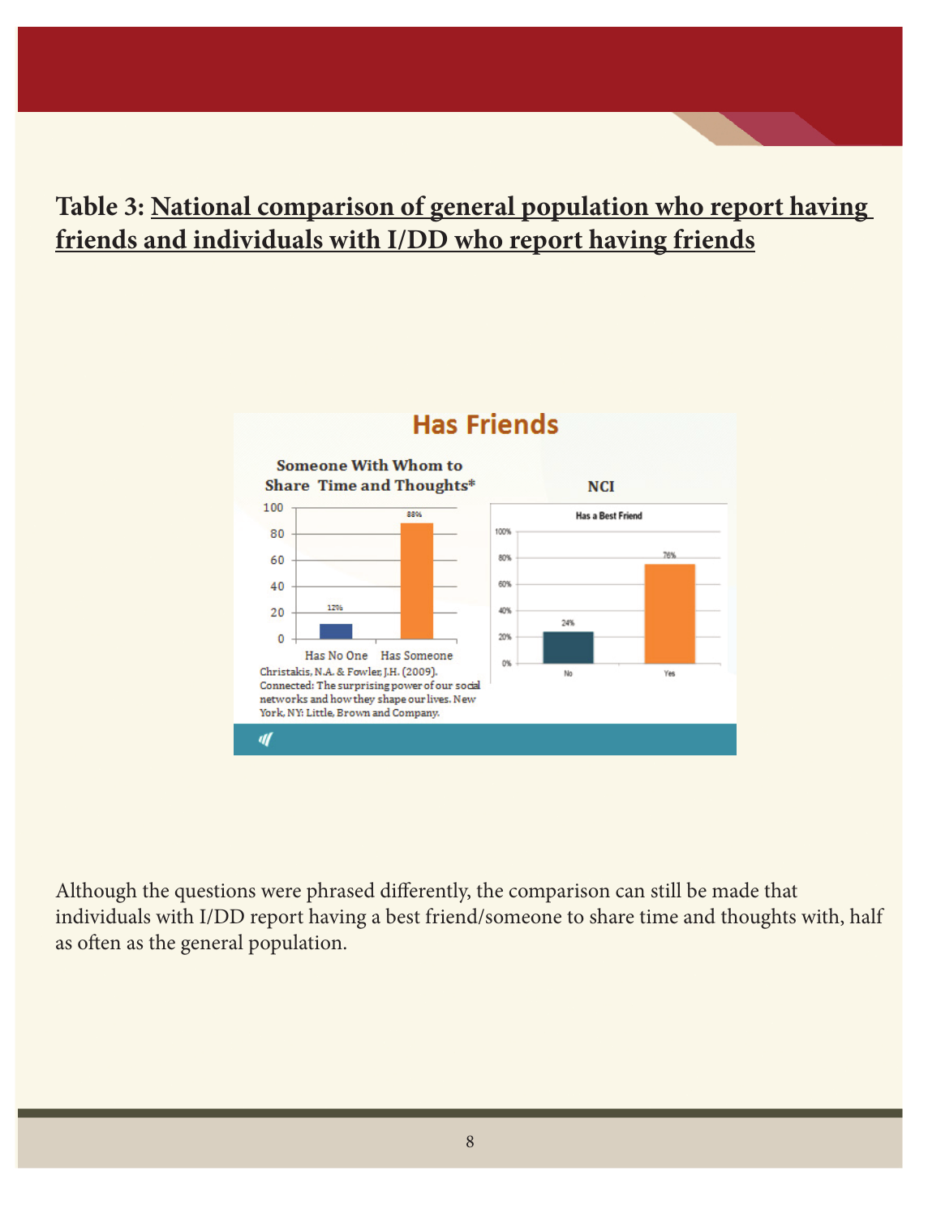## Table 3: National comparison of general population who report having friends and individuals with I/DD who report having friends

**Has Friends**

**Someone With Whom to Share Time and Thoughts***

| | Has No One | Has Someone |
|---|---|---|
| % | 12% | 88% |

Christakis, N.A. & Fowler, J.H. (2009). Connected: The surprising power of our social networks and how they shape our lives. New York, NY: Little, Brown and Company.

**NCI**

**Has a Best Friend**

| | No | Yes |
|---|---|---|
| % | 24% | 76% |

Although the questions were phrased differently, the comparison can still be made that individuals with I/DD report having a best friend/someone to share time and thoughts with, half as often as the general population.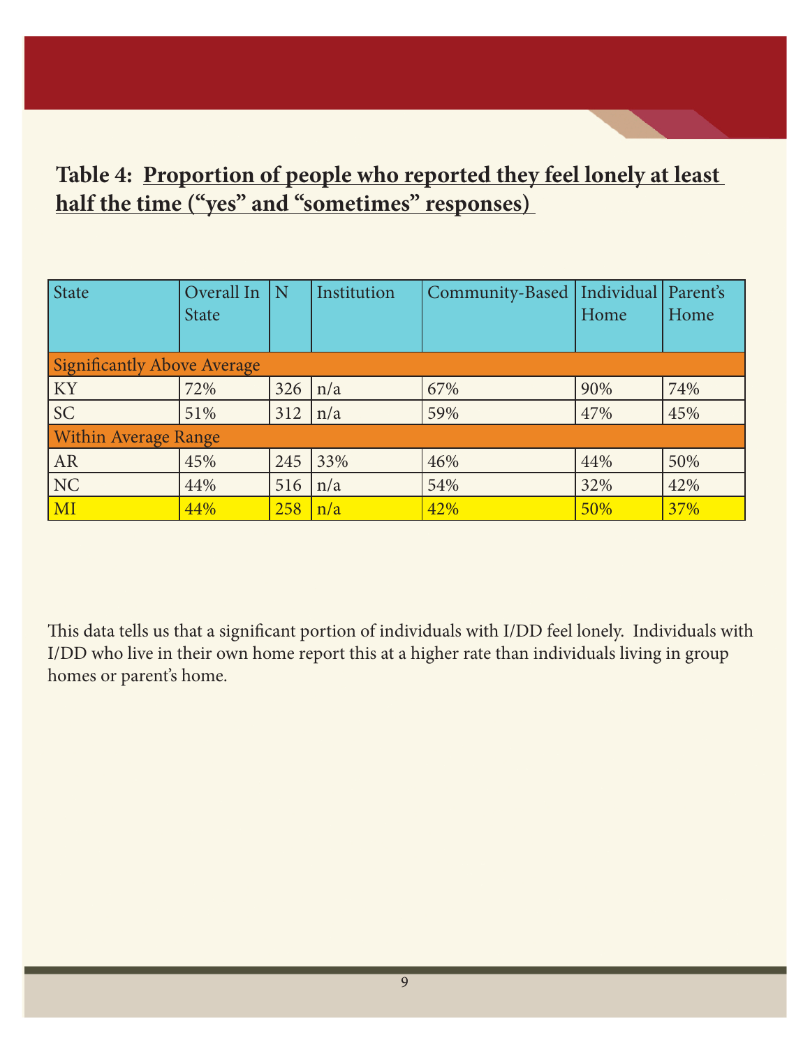### Table 4: Proportion of people who reported they feel lonely at least half the time ("yes" and "sometimes" responses)

| State | Overall In State | N | Institution | Community-Based | Individual Home | Parent's Home |
|---|---|---|---|---|---|---|
| Significantly Above Average | | | | | | |
| KY | 72% | 326 | n/a | 67% | 90% | 74% |
| SC | 51% | 312 | n/a | 59% | 47% | 45% |
| Within Average Range | | | | | | |
| AR | 45% | 245 | 33% | 46% | 44% | 50% |
| NC | 44% | 516 | n/a | 54% | 32% | 42% |
| MI | 44% | 258 | n/a | 42% | 50% | 37% |

This data tells us that a significant portion of individuals with I/DD feel lonely. Individuals with I/DD who live in their own home report this at a higher rate than individuals living in group homes or parent's home.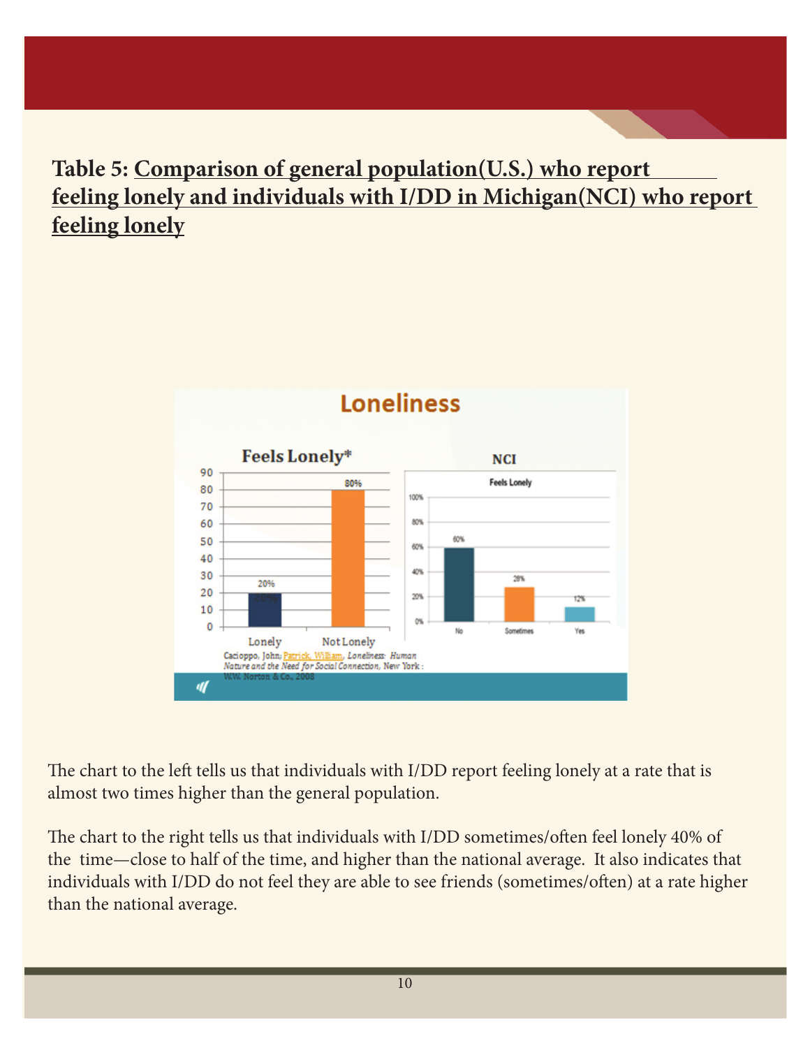**Table 5: Comparison of general population(U.S.) who report feeling lonely and individuals with I/DD in Michigan(NCI) who report feeling lonely**

The chart to the left tells us that individuals with I/DD report feeling lonely at a rate that is almost two times higher than the general population.

The chart to the right tells us that individuals with I/DD sometimes/often feel lonely 40% of the time—close to half of the time, and higher than the national average. It also indicates that individuals with I/DD do not feel they are able to see friends (sometimes/often) at a rate higher than the national average.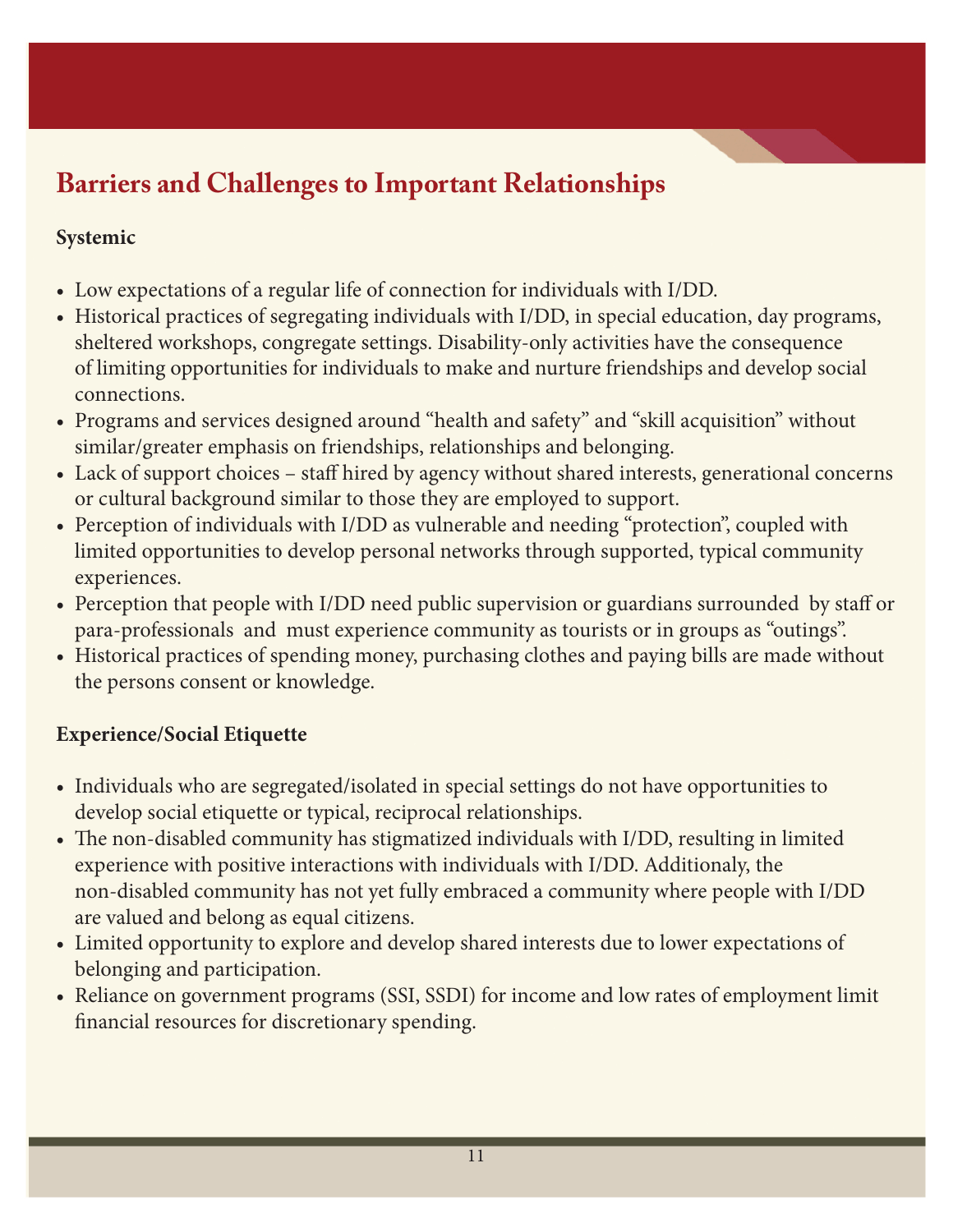## Barriers and Challenges to Important Relationships

### Systemic

- Low expectations of a regular life of connection for individuals with I/DD.
- Historical practices of segregating individuals with I/DD, in special education, day programs, sheltered workshops, congregate settings. Disability-only activities have the consequence of limiting opportunities for individuals to make and nurture friendships and develop social connections.
- Programs and services designed around "health and safety" and "skill acquisition" without similar/greater emphasis on friendships, relationships and belonging.
- Lack of support choices – staff hired by agency without shared interests, generational concerns or cultural background similar to those they are employed to support.
- Perception of individuals with I/DD as vulnerable and needing "protection", coupled with limited opportunities to develop personal networks through supported, typical community experiences.
- Perception that people with I/DD need public supervision or guardians surrounded by staff or para-professionals and must experience community as tourists or in groups as "outings".
- Historical practices of spending money, purchasing clothes and paying bills are made without the persons consent or knowledge.

### Experience/Social Etiquette

- Individuals who are segregated/isolated in special settings do not have opportunities to develop social etiquette or typical, reciprocal relationships.
- The non-disabled community has stigmatized individuals with I/DD, resulting in limited experience with positive interactions with individuals with I/DD. Additionaly, the non-disabled community has not yet fully embraced a community where people with I/DD are valued and belong as equal citizens.
- Limited opportunity to explore and develop shared interests due to lower expectations of belonging and participation.
- Reliance on government programs (SSI, SSDI) for income and low rates of employment limit financial resources for discretionary spending.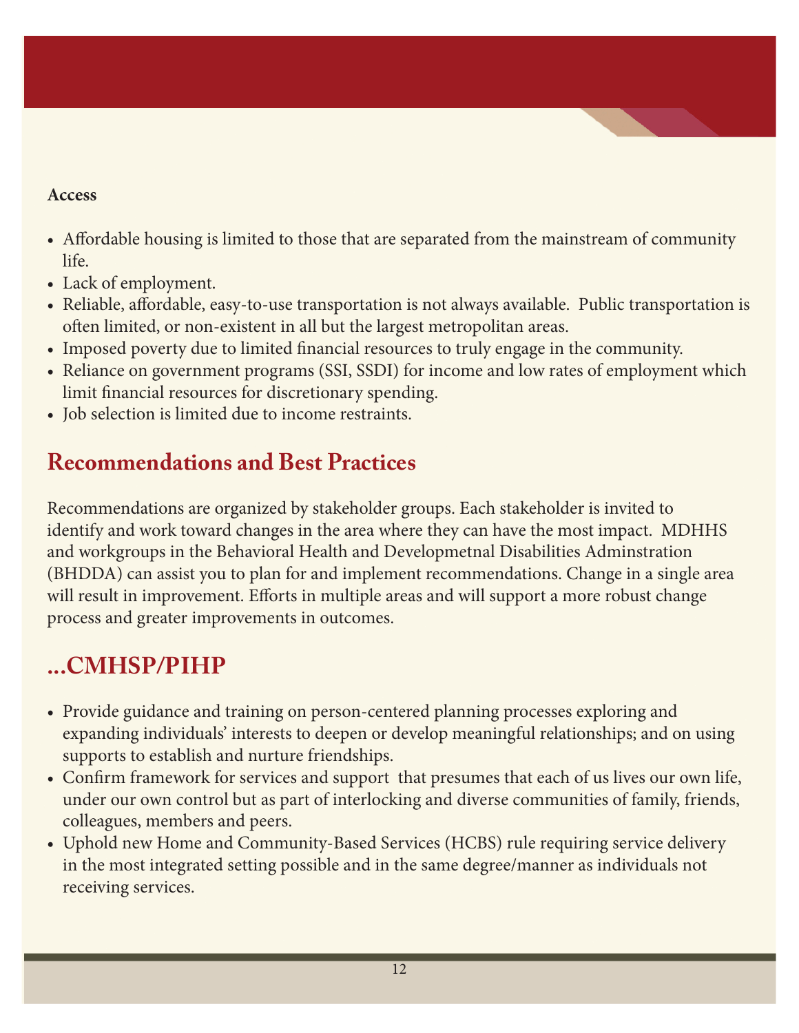**Access**

- Affordable housing is limited to those that are separated from the mainstream of community life.
- Lack of employment.
- Reliable, affordable, easy-to-use transportation is not always available. Public transportation is often limited, or non-existent in all but the largest metropolitan areas.
- Imposed poverty due to limited financial resources to truly engage in the community.
- Reliance on government programs (SSI, SSDI) for income and low rates of employment which limit financial resources for discretionary spending.
- Job selection is limited due to income restraints.

## Recommendations and Best Practices

Recommendations are organized by stakeholder groups. Each stakeholder is invited to identify and work toward changes in the area where they can have the most impact. MDHHS and workgroups in the Behavioral Health and Developmetnal Disabilities Adminstration (BHDDA) can assist you to plan for and implement recommendations. Change in a single area will result in improvement. Efforts in multiple areas and will support a more robust change process and greater improvements in outcomes.

## ...CMHSP/PIHP

- Provide guidance and training on person-centered planning processes exploring and expanding individuals' interests to deepen or develop meaningful relationships; and on using supports to establish and nurture friendships.
- Confirm framework for services and support that presumes that each of us lives our own life, under our own control but as part of interlocking and diverse communities of family, friends, colleagues, members and peers.
- Uphold new Home and Community-Based Services (HCBS) rule requiring service delivery in the most integrated setting possible and in the same degree/manner as individuals not receiving services.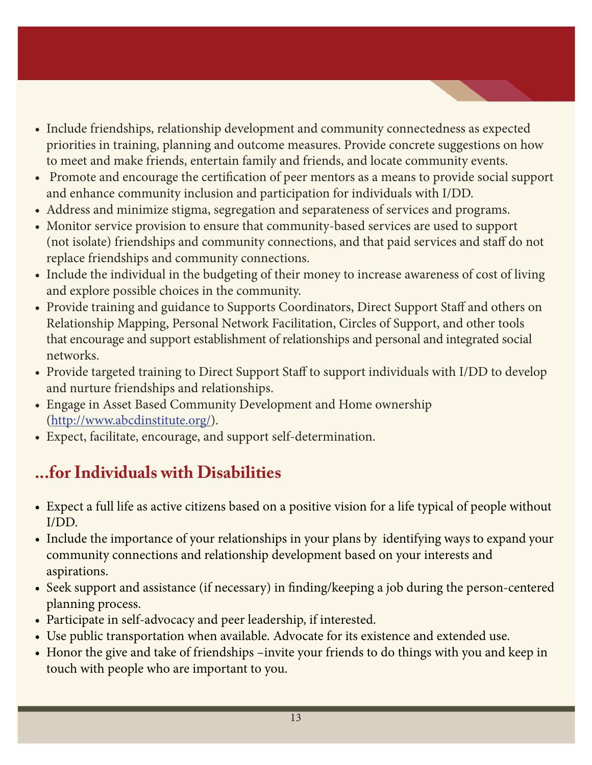- Include friendships, relationship development and community connectedness as expected priorities in training, planning and outcome measures. Provide concrete suggestions on how to meet and make friends, entertain family and friends, and locate community events.
- Promote and encourage the certification of peer mentors as a means to provide social support and enhance community inclusion and participation for individuals with I/DD.
- Address and minimize stigma, segregation and separateness of services and programs.
- Monitor service provision to ensure that community-based services are used to support (not isolate) friendships and community connections, and that paid services and staff do not replace friendships and community connections.
- Include the individual in the budgeting of their money to increase awareness of cost of living and explore possible choices in the community.
- Provide training and guidance to Supports Coordinators, Direct Support Staff and others on Relationship Mapping, Personal Network Facilitation, Circles of Support, and other tools that encourage and support establishment of relationships and personal and integrated social networks.
- Provide targeted training to Direct Support Staff to support individuals with I/DD to develop and nurture friendships and relationships.
- Engage in Asset Based Community Development and Home ownership ([http://www.abcdinstitute.org/](http://www.abcdinstitute.org/)).
- Expect, facilitate, encourage, and support self-determination.

## ...for Individuals with Disabilities

- Expect a full life as active citizens based on a positive vision for a life typical of people without I/DD.
- Include the importance of your relationships in your plans by identifying ways to expand your community connections and relationship development based on your interests and aspirations.
- Seek support and assistance (if necessary) in finding/keeping a job during the person-centered planning process.
- Participate in self-advocacy and peer leadership, if interested.
- Use public transportation when available. Advocate for its existence and extended use.
- Honor the give and take of friendships –invite your friends to do things with you and keep in touch with people who are important to you.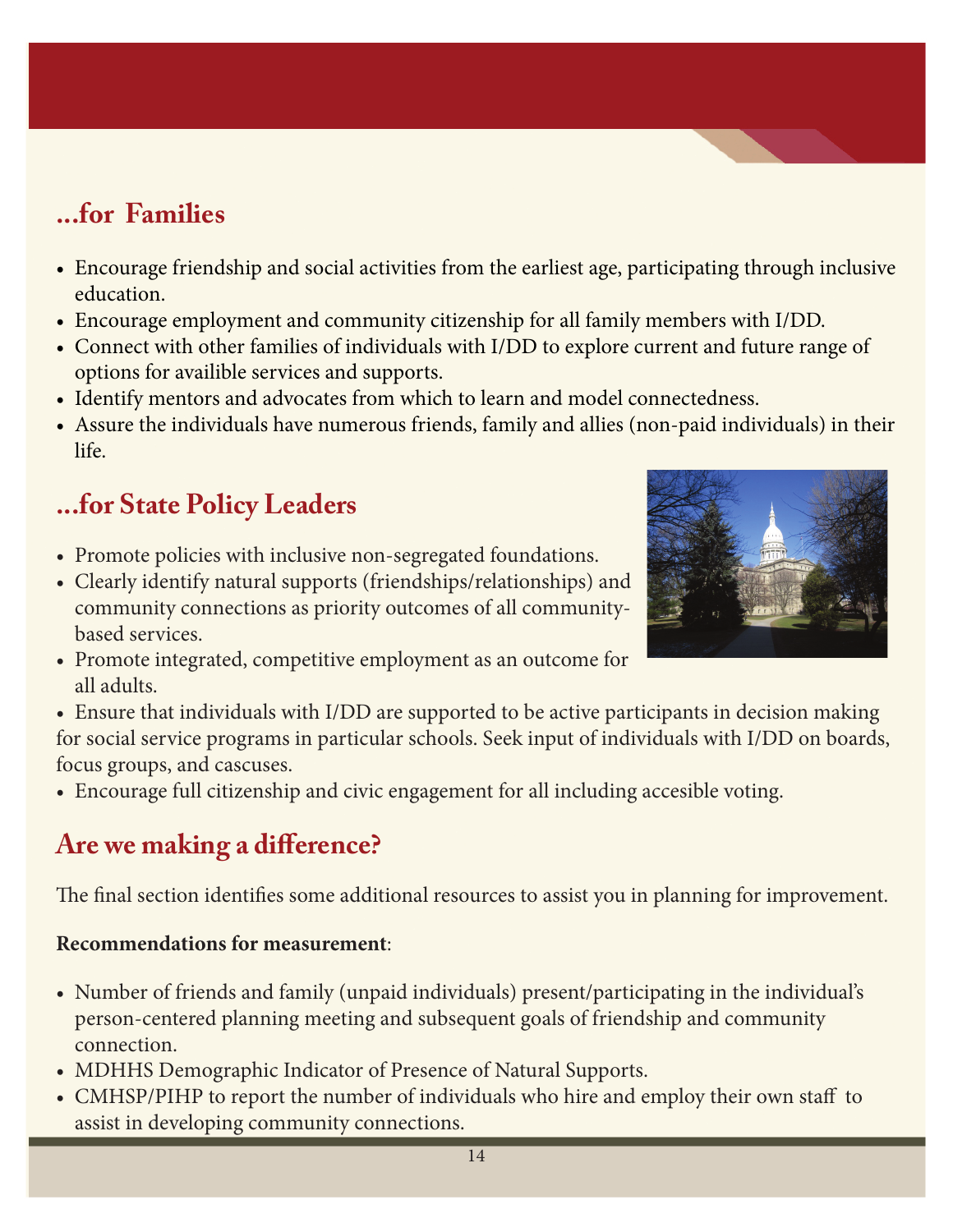## ...for Families

- Encourage friendship and social activities from the earliest age, participating through inclusive education.
- Encourage employment and community citizenship for all family members with I/DD.
- Connect with other families of individuals with I/DD to explore current and future range of options for availible services and supports.
- Identify mentors and advocates from which to learn and model connectedness.
- Assure the individuals have numerous friends, family and allies (non-paid individuals) in their life.

## ...for State Policy Leaders

- Promote policies with inclusive non-segregated foundations.
- Clearly identify natural supports (friendships/relationships) and community connections as priority outcomes of all community-based services.
- Promote integrated, competitive employment as an outcome for all adults.
- Ensure that individuals with I/DD are supported to be active participants in decision making for social service programs in particular schools. Seek input of individuals with I/DD on boards, focus groups, and cascuses.
- Encourage full citizenship and civic engagement for all including accesible voting.

## Are we making a difference?

The final section identifies some additional resources to assist you in planning for improvement.

**Recommendations for measurement**:

- Number of friends and family (unpaid individuals) present/participating in the individual's person-centered planning meeting and subsequent goals of friendship and community connection.
- MDHHS Demographic Indicator of Presence of Natural Supports.
- CMHSP/PIHP to report the number of individuals who hire and employ their own staff to assist in developing community connections.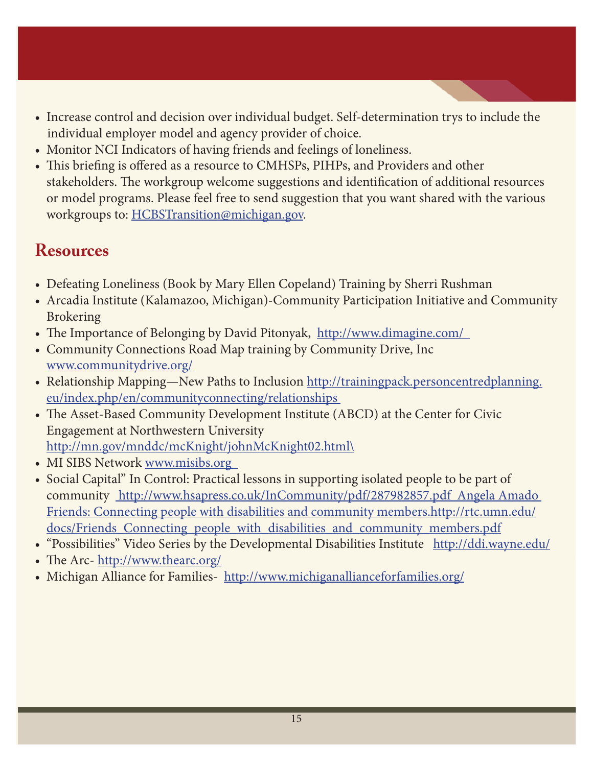- Increase control and decision over individual budget. Self-determination trys to include the individual employer model and agency provider of choice.
- Monitor NCI Indicators of having friends and feelings of loneliness.
- This briefing is offered as a resource to CMHSPs, PIHPs, and Providers and other stakeholders. The workgroup welcome suggestions and identification of additional resources or model programs. Please feel free to send suggestion that you want shared with the various workgroups to: HCBSTransition@michigan.gov.

## Resources

- Defeating Loneliness (Book by Mary Ellen Copeland) Training by Sherri Rushman
- Arcadia Institute (Kalamazoo, Michigan)-Community Participation Initiative and Community Brokering
- The Importance of Belonging by David Pitonyak, http://www.dimagine.com/
- Community Connections Road Map training by Community Drive, Inc www.communitydrive.org/
- Relationship Mapping—New Paths to Inclusion http://trainingpack.personcentredplanning.eu/index.php/en/communityconnecting/relationships
- The Asset-Based Community Development Institute (ABCD) at the Center for Civic Engagement at Northwestern University http://mn.gov/mnddc/mcKnight/johnMcKnight02.html\
- MI SIBS Network www.misibs.org
- Social Capital" In Control: Practical lessons in supporting isolated people to be part of community http://www.hsapress.co.uk/InCommunity/pdf/287982857.pdf Angela Amado Friends: Connecting people with disabilities and community members.http://rtc.umn.edu/docs/Friends_Connecting_people_with_disabilities_and_community_members.pdf
- "Possibilities" Video Series by the Developmental Disabilities Institute http://ddi.wayne.edu/
- The Arc- http://www.thearc.org/
- Michigan Alliance for Families- http://www.michiganallianceforfamilies.org/